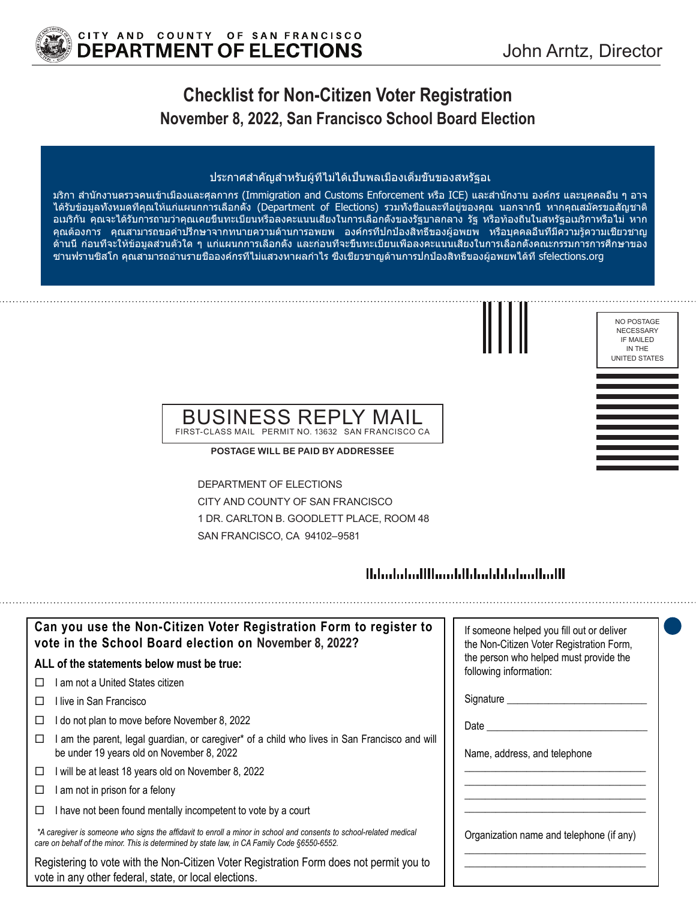CITY AND COUNTY OF SAN FRANCISCO
**DEPARTMENT OF ELECTIONS**

John Arntz, Director

# Checklist for Non-Citizen Voter Registration

## November 8, 2022, San Francisco School Board Election

**ประกาศสำคัญสำหรับผู้ที่ไม่ได้เป็นพลเมืองเต็มขั้นของสหรัฐอเมริกา**

สำนักงานตรวจคนเข้าเมืองและศุลกากร (Immigration and Customs Enforcement หรือ ICE) และสำนักงาน องค์กร และบุคคลอื่น ๆ อาจได้รับข้อมูลทั้งหมดที่คุณให้แก่แผนกการเลือกตั้ง (Department of Elections) รวมทั้งชื่อและที่อยู่ของคุณ นอกจากนี้ หากคุณสมัครขอสัญชาติอเมริกัน คุณจะได้รับการถามว่าคุณเคยขึ้นทะเบียนหรือลงคะแนนเสียงในการเลือกตั้งของรัฐบาลกลาง รัฐ หรือท้องถิ่นในสหรัฐอเมริกาหรือไม่ หากคุณต้องการ คุณสามารถขอคำปรึกษาจากทนายความด้านการอพยพ องค์กรที่ปกป้องสิทธิของผู้อพยพ หรือบุคคลอื่นที่มีความรู้ความเชี่ยวชาญด้านนี้ ก่อนที่จะให้ข้อมูลส่วนตัวใด ๆ แก่แผนกการเลือกตั้ง และก่อนที่จะขึ้นทะเบียนเพื่อลงคะแนนเสียงในการเลือกตั้งคณะกรรมการการศึกษาของซานฟรานซิสโก คุณสามารถอ่านรายชื่อองค์กรที่ไม่แสวงหาผลกำไร ซึ่งเชี่ยวชาญด้านการปกป้องสิทธิของผู้อพยพได้ที่ sfelections.org

NO POSTAGE NECESSARY IF MAILED IN THE UNITED STATES

BUSINESS REPLY MAIL
FIRST-CLASS MAIL PERMIT NO. 13632 SAN FRANCISCO CA

**POSTAGE WILL BE PAID BY ADDRESSEE**

DEPARTMENT OF ELECTIONS
CITY AND COUNTY OF SAN FRANCISCO
1 DR. CARLTON B. GOODLETT PLACE, ROOM 48
SAN FRANCISCO, CA 94102–9581

**Can you use the Non-Citizen Voter Registration Form to register to vote in the School Board election on November 8, 2022?**

**ALL of the statements below must be true:**

- ☐ I am not a United States citizen
- ☐ I live in San Francisco
- ☐ I do not plan to move before November 8, 2022
- ☐ I am the parent, legal guardian, or caregiver* of a child who lives in San Francisco and will be under 19 years old on November 8, 2022
- ☐ I will be at least 18 years old on November 8, 2022
- ☐ I am not in prison for a felony
- ☐ I have not been found mentally incompetent to vote by a court

*\*A caregiver is someone who signs the affidavit to enroll a minor in school and consents to school-related medical care on behalf of the minor. This is determined by state law, in CA Family Code §6550-6552.*

Registering to vote with the Non-Citizen Voter Registration Form does not permit you to vote in any other federal, state, or local elections.

If someone helped you fill out or deliver the Non-Citizen Voter Registration Form, the person who helped must provide the following information:

Signature ___________________________

Date ___________________________

Name, address, and telephone

___________________________________

___________________________________

___________________________________

___________________________________

Organization name and telephone (if any)

___________________________________

___________________________________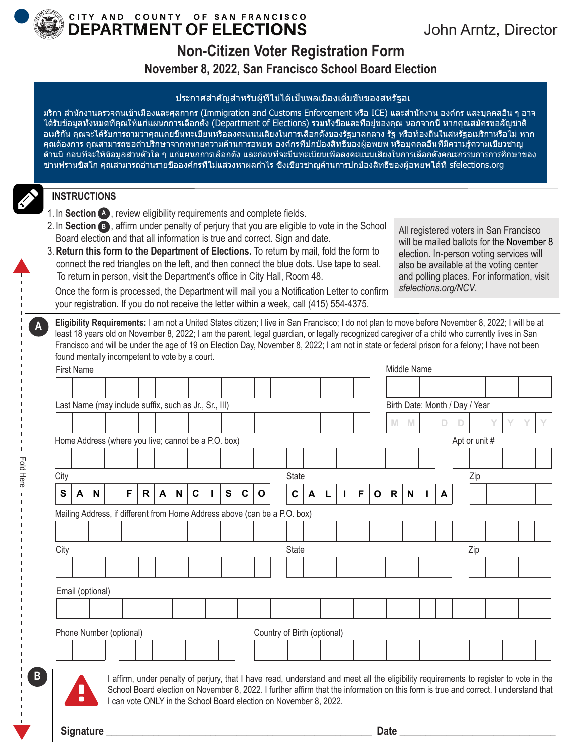CITY AND COUNTY OF SAN FRANCISCO
DEPARTMENT OF ELECTIONS

John Arntz, Director

# Non-Citizen Voter Registration Form

## November 8, 2022, San Francisco School Board Election

**ประกาศสำคัญสำหรับผู้ที่ไม่ได้เป็นพลเมืองเต็มขั้นของสหรัฐอเ**

มริกา สำนักงานตรวจคนเข้าเมืองและศุลกากร (Immigration and Customs Enforcement หรือ ICE) และสำนักงาน องค์กร และบุคคลอื่น ๆ อาจได้รับข้อมูลทั้งหมดที่คุณให้แก่แผนกการเลือกตั้ง (Department of Elections) รวมทั้งชื่อและที่อยู่ของคุณ นอกจากนี้ หากคุณสมัครขอสัญชาติอเมริกัน คุณจะได้รับการถามว่าคุณเคยขึ้นทะเบียนหรือลงคะแนนเสียงในการเลือกตั้งของรัฐบาลกลาง รัฐ หรือท้องถิ่นในสหรัฐอเมริกาหรือไม่ หากคุณต้องการ คุณสามารถขอคำปรึกษาจากทนายความด้านการอพยพ องค์กรที่ปกป้องสิทธิของผู้อพยพ หรือบุคคลอื่นที่มีความรู้ความเชี่ยวชาญด้านนี้ ก่อนที่จะให้ข้อมูลส่วนตัวใด ๆ แก่แผนกการเลือกตั้ง และก่อนที่จะขึ้นทะเบียนเพื่อลงคะแนนเสียงในการเลือกตั้งคณะกรรมการการศึกษาของซานฟรานซิสโก คุณสามารถอ่านรายชื่อองค์กรที่ไม่แสวงหาผลกำไร ซึ่งเชี่ยวชาญด้านการปกป้องสิทธิของผู้อพยพได้ที่ sfelections.org

### INSTRUCTIONS

1. In **Section A**, review eligibility requirements and complete fields.
2. In **Section B**, affirm under penalty of perjury that you are eligible to vote in the School Board election and that all information is true and correct. Sign and date.
3. **Return this form to the Department of Elections.** To return by mail, fold the form to connect the red triangles on the left, and then connect the blue dots. Use tape to seal. To return in person, visit the Department's office in City Hall, Room 48.

Once the form is processed, the Department will mail you a Notification Letter to confirm your registration. If you do not receive the letter within a week, call (415) 554-4375.

All registered voters in San Francisco will be mailed ballots for the November 8 election. In-person voting services will also be available at the voting center and polling places. For information, visit *sfelections.org/NCV*.

Fold Here

**A**

**Eligibility Requirements:** I am not a United States citizen; I live in San Francisco; I do not plan to move before November 8, 2022; I will be at least 18 years old on November 8, 2022; I am the parent, legal guardian, or legally recognized caregiver of a child who currently lives in San Francisco and will be under the age of 19 on Election Day, November 8, 2022; I am not in state or federal prison for a felony; I have not been found mentally incompetent to vote by a court.

First Name ______________________ Middle Name ______________________

Last Name (may include suffix, such as Jr., Sr., III) ______________________ Birth Date: Month / Day / Year M M / D D / Y Y Y Y

Home Address (where you live; cannot be a P.O. box) ______________________ Apt or unit # ________

City: S A N F R A N C I S C O State: C A L I F O R N I A Zip ________

Mailing Address, if different from Home Address above (can be a P.O. box) ______________________

City ______________________ State ______________________ Zip ________

Email (optional) ______________________

Phone Number (optional) ______________________ Country of Birth (optional) ______________________

**B**

I affirm, under penalty of perjury, that I have read, understand and meet all the eligibility requirements to register to vote in the School Board election on November 8, 2022. I further affirm that the information on this form is true and correct. I understand that I can vote ONLY in the School Board election on November 8, 2022.

**Signature** ______________________ **Date** ______________________